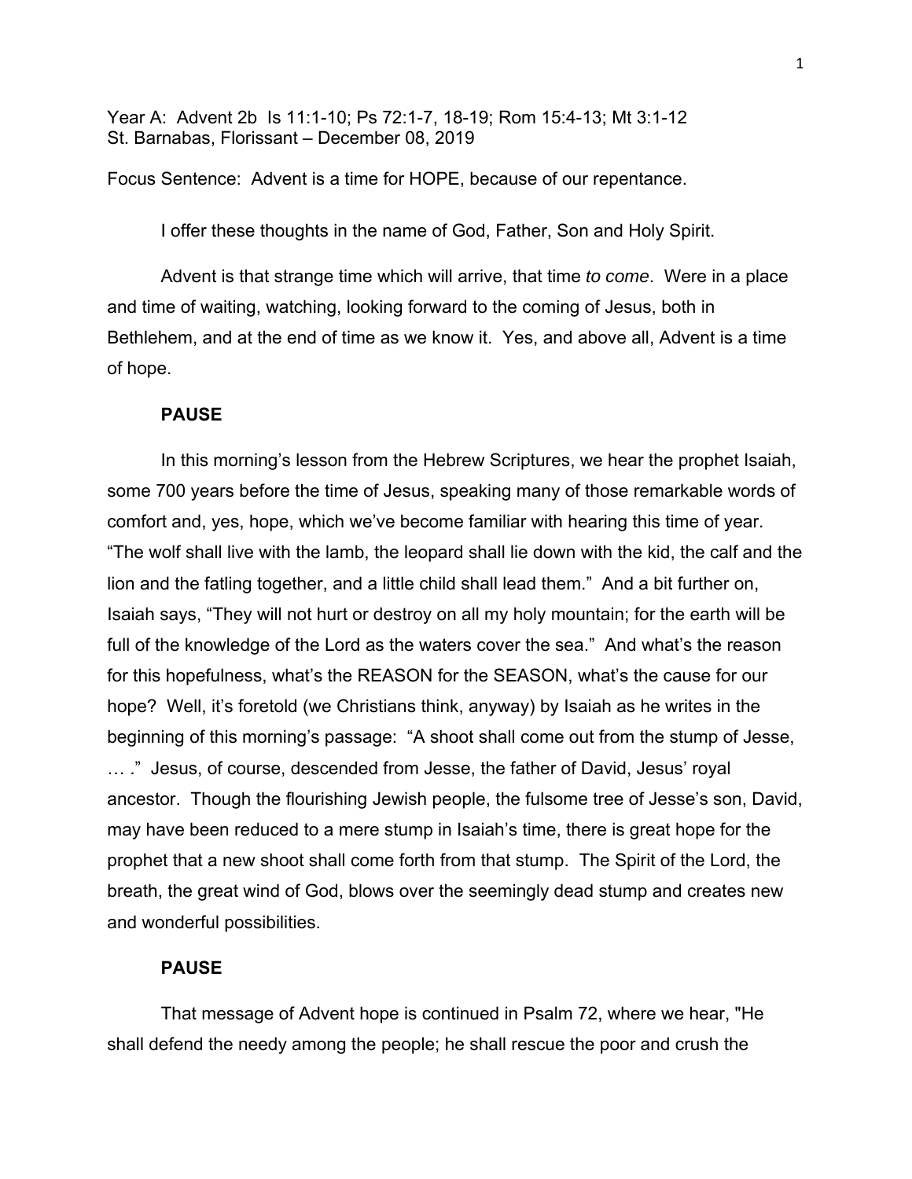Year A: Advent 2b Is 11:1-10; Ps 72:1-7, 18-19; Rom 15:4-13; Mt 3:1-12
St. Barnabas, Florissant – December 08, 2019

Focus Sentence: Advent is a time for HOPE, because of our repentance.

I offer these thoughts in the name of God, Father, Son and Holy Spirit.

Advent is that strange time which will arrive, that time *to come*. Were in a place and time of waiting, watching, looking forward to the coming of Jesus, both in Bethlehem, and at the end of time as we know it. Yes, and above all, Advent is a time of hope.

**PAUSE**

In this morning's lesson from the Hebrew Scriptures, we hear the prophet Isaiah, some 700 years before the time of Jesus, speaking many of those remarkable words of comfort and, yes, hope, which we've become familiar with hearing this time of year. "The wolf shall live with the lamb, the leopard shall lie down with the kid, the calf and the lion and the fatling together, and a little child shall lead them." And a bit further on, Isaiah says, "They will not hurt or destroy on all my holy mountain; for the earth will be full of the knowledge of the Lord as the waters cover the sea." And what's the reason for this hopefulness, what's the REASON for the SEASON, what's the cause for our hope? Well, it's foretold (we Christians think, anyway) by Isaiah as he writes in the beginning of this morning's passage: "A shoot shall come out from the stump of Jesse, … ." Jesus, of course, descended from Jesse, the father of David, Jesus' royal ancestor. Though the flourishing Jewish people, the fulsome tree of Jesse's son, David, may have been reduced to a mere stump in Isaiah's time, there is great hope for the prophet that a new shoot shall come forth from that stump. The Spirit of the Lord, the breath, the great wind of God, blows over the seemingly dead stump and creates new and wonderful possibilities.

**PAUSE**

That message of Advent hope is continued in Psalm 72, where we hear, "He shall defend the needy among the people; he shall rescue the poor and crush the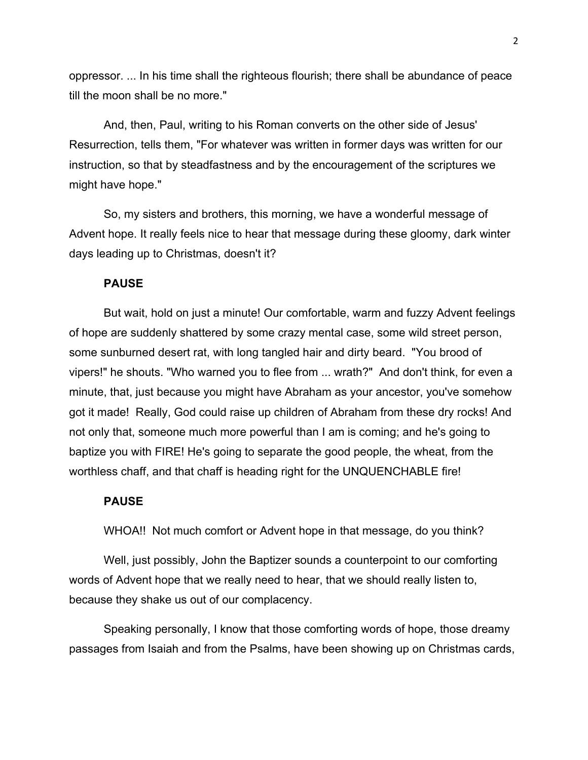oppressor. ... In his time shall the righteous flourish; there shall be abundance of peace till the moon shall be no more."

And, then, Paul, writing to his Roman converts on the other side of Jesus' Resurrection, tells them, "For whatever was written in former days was written for our instruction, so that by steadfastness and by the encouragement of the scriptures we might have hope."

So, my sisters and brothers, this morning, we have a wonderful message of Advent hope. It really feels nice to hear that message during these gloomy, dark winter days leading up to Christmas, doesn't it?

**PAUSE**

But wait, hold on just a minute! Our comfortable, warm and fuzzy Advent feelings of hope are suddenly shattered by some crazy mental case, some wild street person, some sunburned desert rat, with long tangled hair and dirty beard. "You brood of vipers!" he shouts. "Who warned you to flee from ... wrath?" And don't think, for even a minute, that, just because you might have Abraham as your ancestor, you've somehow got it made! Really, God could raise up children of Abraham from these dry rocks! And not only that, someone much more powerful than I am is coming; and he's going to baptize you with FIRE! He's going to separate the good people, the wheat, from the worthless chaff, and that chaff is heading right for the UNQUENCHABLE fire!

**PAUSE**

WHOA!! Not much comfort or Advent hope in that message, do you think?

Well, just possibly, John the Baptizer sounds a counterpoint to our comforting words of Advent hope that we really need to hear, that we should really listen to, because they shake us out of our complacency.

Speaking personally, I know that those comforting words of hope, those dreamy passages from Isaiah and from the Psalms, have been showing up on Christmas cards,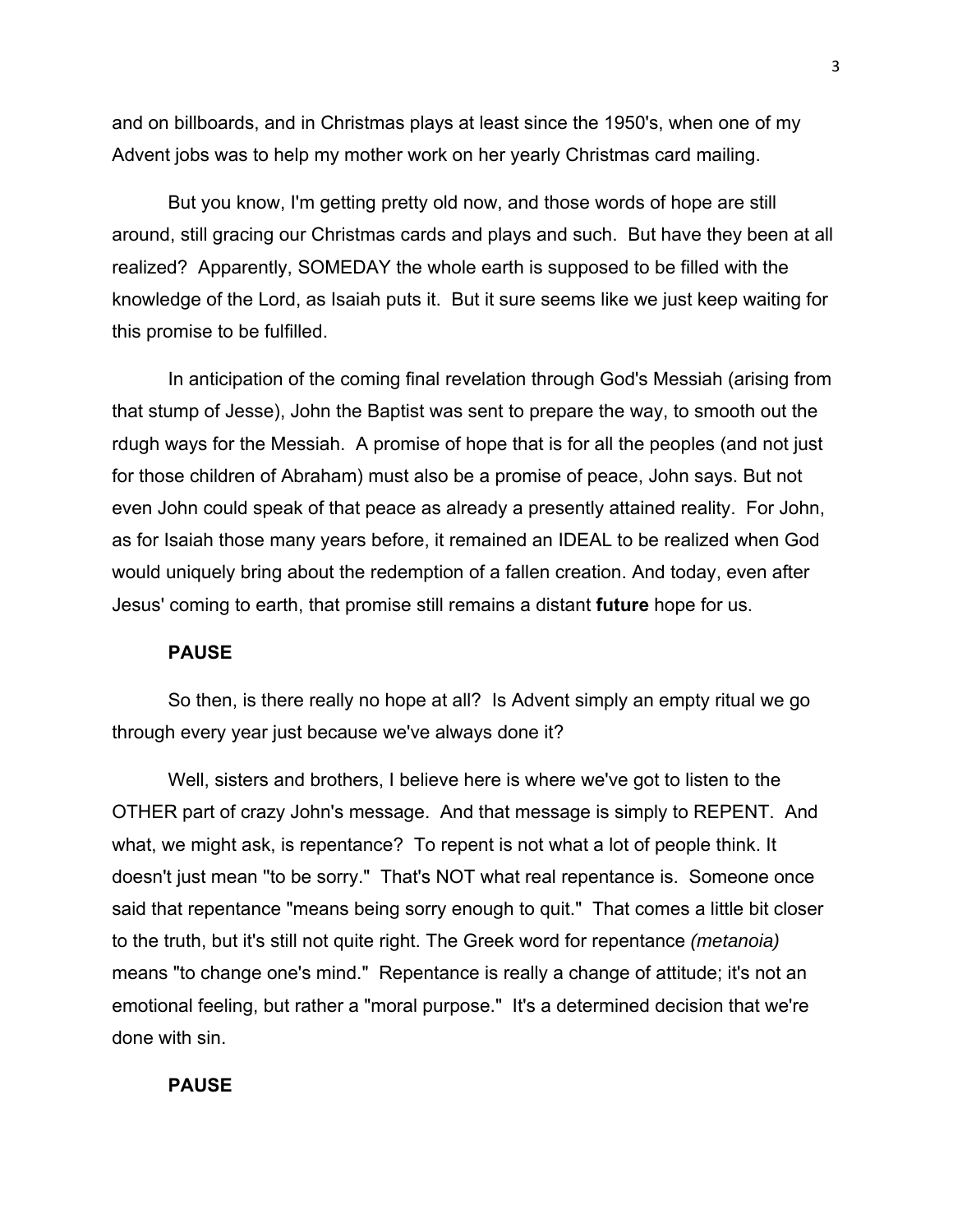and on billboards, and in Christmas plays at least since the 1950's, when one of my Advent jobs was to help my mother work on her yearly Christmas card mailing.

But you know, I'm getting pretty old now, and those words of hope are still around, still gracing our Christmas cards and plays and such. But have they been at all realized? Apparently, SOMEDAY the whole earth is supposed to be filled with the knowledge of the Lord, as Isaiah puts it. But it sure seems like we just keep waiting for this promise to be fulfilled.

In anticipation of the coming final revelation through God's Messiah (arising from that stump of Jesse), John the Baptist was sent to prepare the way, to smooth out the rdugh ways for the Messiah. A promise of hope that is for all the peoples (and not just for those children of Abraham) must also be a promise of peace, John says. But not even John could speak of that peace as already a presently attained reality. For John, as for Isaiah those many years before, it remained an IDEAL to be realized when God would uniquely bring about the redemption of a fallen creation. And today, even after Jesus' coming to earth, that promise still remains a distant **future** hope for us.

**PAUSE**

So then, is there really no hope at all? Is Advent simply an empty ritual we go through every year just because we've always done it?

Well, sisters and brothers, I believe here is where we've got to listen to the OTHER part of crazy John's message. And that message is simply to REPENT. And what, we might ask, is repentance? To repent is not what a lot of people think. It doesn't just mean "to be sorry." That's NOT what real repentance is. Someone once said that repentance "means being sorry enough to quit." That comes a little bit closer to the truth, but it's still not quite right. The Greek word for repentance *(metanoia)* means "to change one's mind." Repentance is really a change of attitude; it's not an emotional feeling, but rather a "moral purpose." It's a determined decision that we're done with sin.

**PAUSE**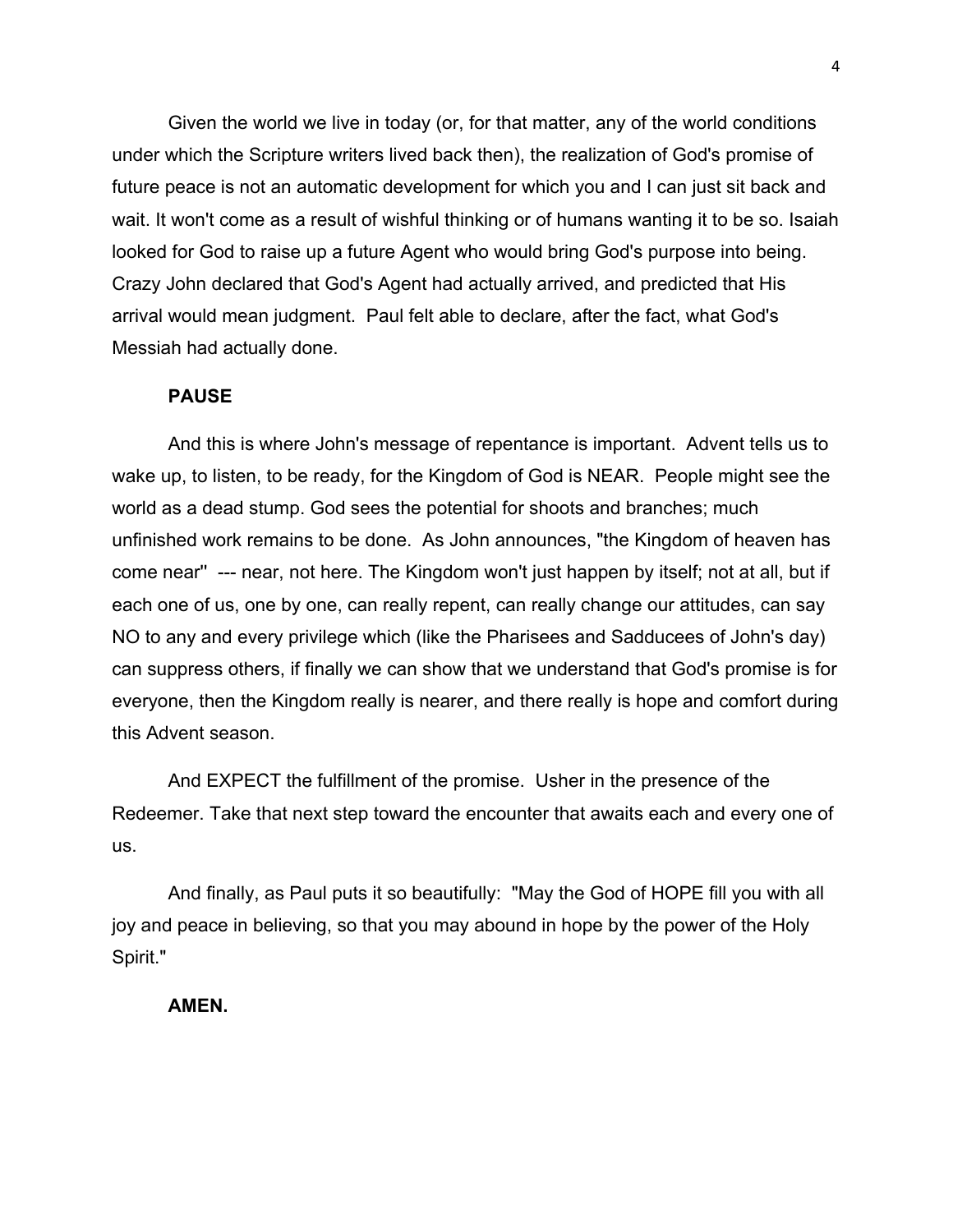Given the world we live in today (or, for that matter, any of the world conditions under which the Scripture writers lived back then), the realization of God's promise of future peace is not an automatic development for which you and I can just sit back and wait. It won't come as a result of wishful thinking or of humans wanting it to be so. Isaiah looked for God to raise up a future Agent who would bring God's purpose into being. Crazy John declared that God's Agent had actually arrived, and predicted that His arrival would mean judgment. Paul felt able to declare, after the fact, what God's Messiah had actually done.

**PAUSE**

And this is where John's message of repentance is important. Advent tells us to wake up, to listen, to be ready, for the Kingdom of God is NEAR. People might see the world as a dead stump. God sees the potential for shoots and branches; much unfinished work remains to be done. As John announces, "the Kingdom of heaven has come near" --- near, not here. The Kingdom won't just happen by itself; not at all, but if each one of us, one by one, can really repent, can really change our attitudes, can say NO to any and every privilege which (like the Pharisees and Sadducees of John's day) can suppress others, if finally we can show that we understand that God's promise is for everyone, then the Kingdom really is nearer, and there really is hope and comfort during this Advent season.

And EXPECT the fulfillment of the promise. Usher in the presence of the Redeemer. Take that next step toward the encounter that awaits each and every one of us.

And finally, as Paul puts it so beautifully: "May the God of HOPE fill you with all joy and peace in believing, so that you may abound in hope by the power of the Holy Spirit."

**AMEN.**